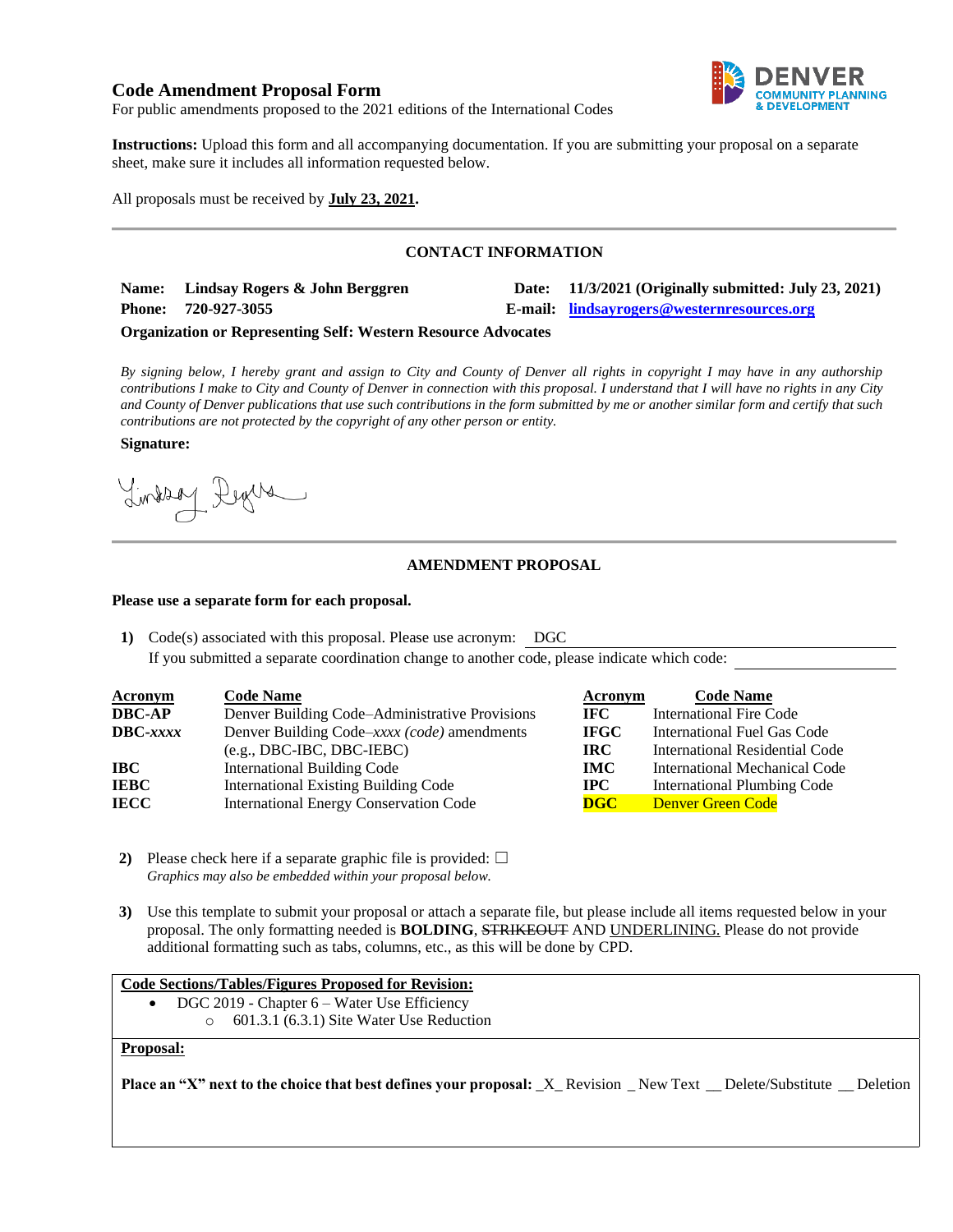# Code Amendment Proposal Form

For public amendments proposed to the 2021 editions of the International Codes

**Instructions:** Upload this form and all accompanying documentation. If you are submitting your proposal on a separate sheet, make sure it includes all information requested below.

All proposals must be received by **July 23, 2021.**

---

## CONTACT INFORMATION

**Name:** **Lindsay Rogers & John Berggren** **Date:** **11/3/2021 (Originally submitted: July 23, 2021)**

**Phone:** **720-927-3055** **E-mail:** **lindsayrogers@westernresources.org**

**Organization or Representing Self: Western Resource Advocates**

*By signing below, I hereby grant and assign to City and County of Denver all rights in copyright I may have in any authorship contributions I make to City and County of Denver in connection with this proposal. I understand that I will have no rights in any City and County of Denver publications that use such contributions in the form submitted by me or another similar form and certify that such contributions are not protected by the copyright of any other person or entity.*

**Signature:**

Lindsay Rogers

---

## AMENDMENT PROPOSAL

**Please use a separate form for each proposal.**

1) Code(s) associated with this proposal. Please use acronym: DGC
   If you submitted a separate coordination change to another code, please indicate which code:

| Acronym | Code Name | Acronym | Code Name |
|---|---|---|---|
| **DBC-AP** | Denver Building Code–Administrative Provisions | **IFC** | International Fire Code |
| **DBC-*xxxx*** | Denver Building Code–*xxxx (code)* amendments (e.g., DBC-IBC, DBC-IEBC) | **IFGC** | International Fuel Gas Code |
| **IBC** | International Building Code | **IRC** | International Residential Code |
| **IEBC** | International Existing Building Code | **IMC** | International Mechanical Code |
| **IECC** | International Energy Conservation Code | **IPC** | International Plumbing Code |
| | | **DGC** | Denver Green Code |

2) Please check here if a separate graphic file is provided: ☐
   *Graphics may also be embedded within your proposal below.*

3) Use this template to submit your proposal or attach a separate file, but please include all items requested below in your proposal. The only formatting needed is **BOLDING**, ~~STRIKEOUT~~ AND UNDERLINING. Please do not provide additional formatting such as tabs, columns, etc., as this will be done by CPD.

**Code Sections/Tables/Figures Proposed for Revision:**

- DGC 2019 - Chapter 6 – Water Use Efficiency
  - 601.3.1 (6.3.1) Site Water Use Reduction

**Proposal:**

**Place an "X" next to the choice that best defines your proposal:** _X_ Revision _ New Text __ Delete/Substitute __ Deletion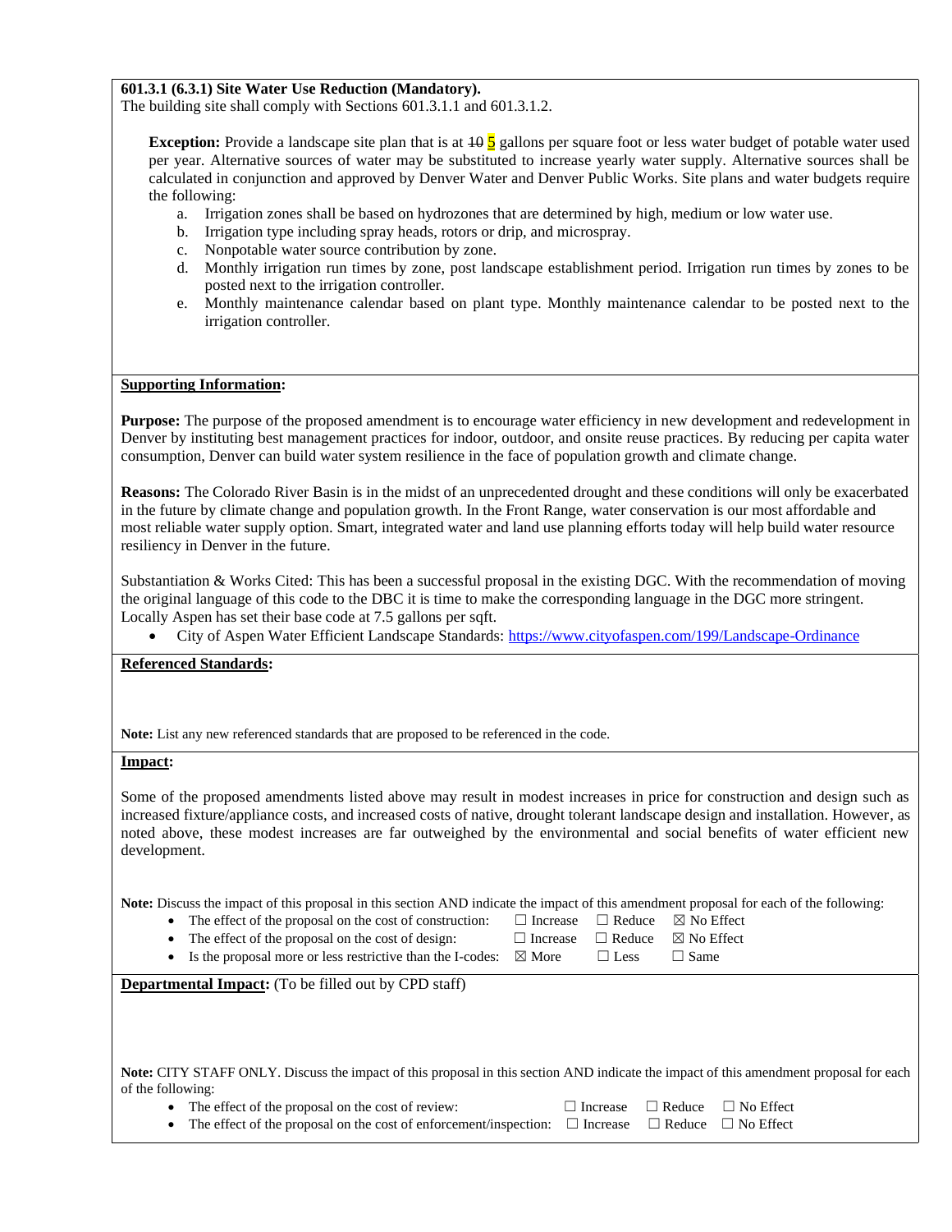**601.3.1 (6.3.1) Site Water Use Reduction (Mandatory).**
The building site shall comply with Sections 601.3.1.1 and 601.3.1.2.

> **Exception:** Provide a landscape site plan that is at ~~10~~ 5 gallons per square foot or less water budget of potable water used per year. Alternative sources of water may be substituted to increase yearly water supply. Alternative sources shall be calculated in conjunction and approved by Denver Water and Denver Public Works. Site plans and water budgets require the following:
>
> a. Irrigation zones shall be based on hydrozones that are determined by high, medium or low water use.
> b. Irrigation type including spray heads, rotors or drip, and microspray.
> c. Nonpotable water source contribution by zone.
> d. Monthly irrigation run times by zone, post landscape establishment period. Irrigation run times by zones to be posted next to the irrigation controller.
> e. Monthly maintenance calendar based on plant type. Monthly maintenance calendar to be posted next to the irrigation controller.

**Supporting Information:**

**Purpose:** The purpose of the proposed amendment is to encourage water efficiency in new development and redevelopment in Denver by instituting best management practices for indoor, outdoor, and onsite reuse practices. By reducing per capita water consumption, Denver can build water system resilience in the face of population growth and climate change.

**Reasons:** The Colorado River Basin is in the midst of an unprecedented drought and these conditions will only be exacerbated in the future by climate change and population growth. In the Front Range, water conservation is our most affordable and most reliable water supply option. Smart, integrated water and land use planning efforts today will help build water resource resiliency in Denver in the future.

Substantiation & Works Cited: This has been a successful proposal in the existing DGC. With the recommendation of moving the original language of this code to the DBC it is time to make the corresponding language in the DGC more stringent. Locally Aspen has set their base code at 7.5 gallons per sqft.

- City of Aspen Water Efficient Landscape Standards: https://www.cityofaspen.com/199/Landscape-Ordinance

**Referenced Standards:**

**Note:** List any new referenced standards that are proposed to be referenced in the code.

**Impact:**

Some of the proposed amendments listed above may result in modest increases in price for construction and design such as increased fixture/appliance costs, and increased costs of native, drought tolerant landscape design and installation. However, as noted above, these modest increases are far outweighed by the environmental and social benefits of water efficient new development.

**Note:** Discuss the impact of this proposal in this section AND indicate the impact of this amendment proposal for each of the following:

- The effect of the proposal on the cost of construction: ☐ Increase ☐ Reduce ☒ No Effect
- The effect of the proposal on the cost of design: ☐ Increase ☐ Reduce ☒ No Effect
- Is the proposal more or less restrictive than the I-codes: ☒ More ☐ Less ☐ Same

**Departmental Impact:** (To be filled out by CPD staff)

**Note:** CITY STAFF ONLY. Discuss the impact of this proposal in this section AND indicate the impact of this amendment proposal for each of the following:

- The effect of the proposal on the cost of review: ☐ Increase ☐ Reduce ☐ No Effect
- The effect of the proposal on the cost of enforcement/inspection: ☐ Increase ☐ Reduce ☐ No Effect